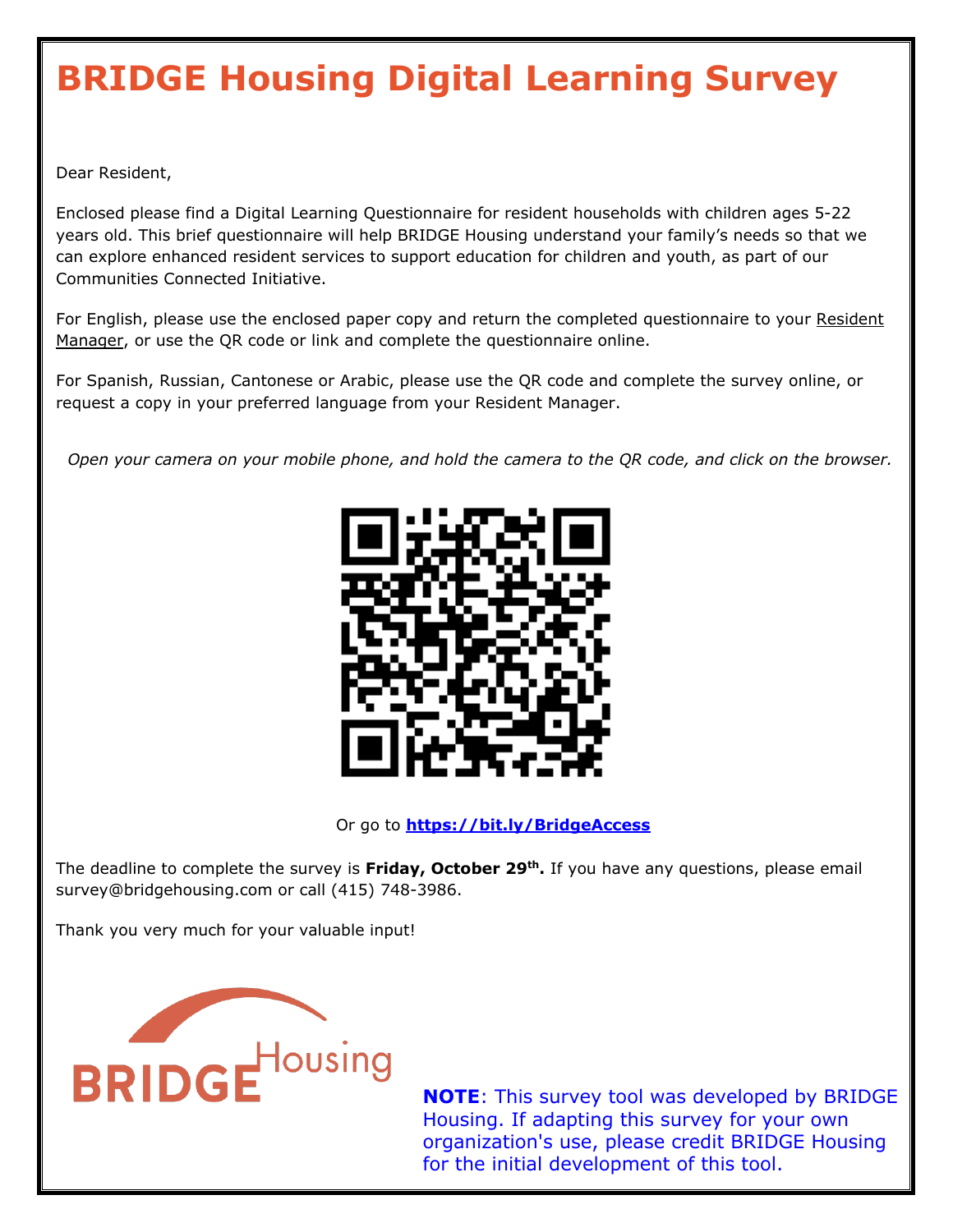# BRIDGE Housing Digital Learning Survey

Dear Resident,

Enclosed please find a Digital Learning Questionnaire for resident households with children ages 5-22 years old. This brief questionnaire will help BRIDGE Housing understand your family's needs so that we can explore enhanced resident services to support education for children and youth, as part of our Communities Connected Initiative.

For English, please use the enclosed paper copy and return the completed questionnaire to your Resident Manager, or use the QR code or link and complete the questionnaire online.

For Spanish, Russian, Cantonese or Arabic, please use the QR code and complete the survey online, or request a copy in your preferred language from your Resident Manager.

*Open your camera on your mobile phone, and hold the camera to the QR code, and click on the browser.*

Or go to **https://bit.ly/BridgeAccess**

The deadline to complete the survey is **Friday, October 29th.** If you have any questions, please email survey@bridgehousing.com or call (415) 748-3986.

Thank you very much for your valuable input!

BRIDGE Housing

**NOTE**: This survey tool was developed by BRIDGE Housing. If adapting this survey for your own organization's use, please credit BRIDGE Housing for the initial development of this tool.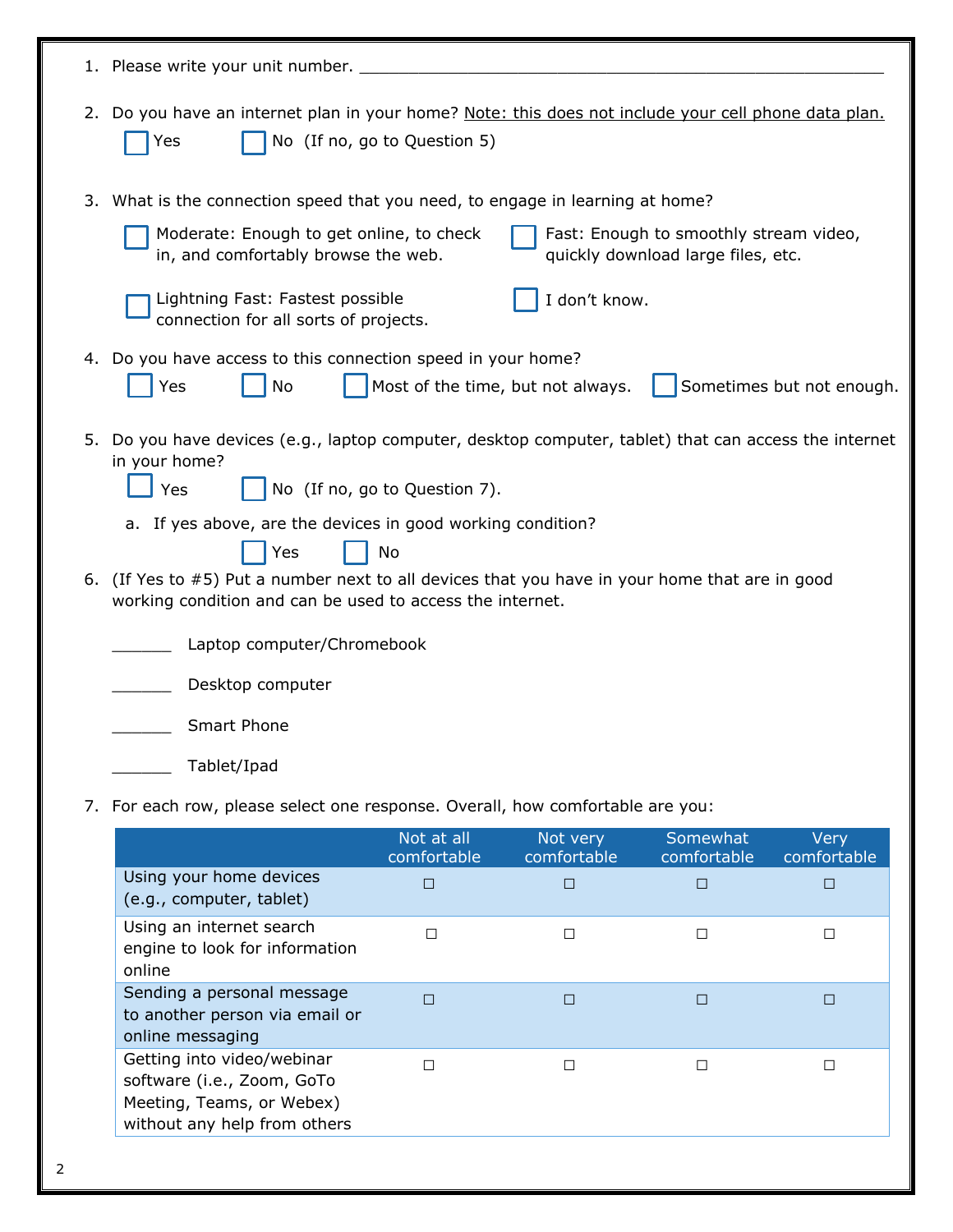1. Please write your unit number. ______________________________________________________

2. Do you have an internet plan in your home? <u>Note: this does not include your cell phone data plan.</u>

   ☐ Yes ☐ No (If no, go to Question 5)

3. What is the connection speed that you need, to engage in learning at home?

   ☐ Moderate: Enough to get online, to check in, and comfortably browse the web.

   ☐ Fast: Enough to smoothly stream video, quickly download large files, etc.

   ☐ Lightning Fast: Fastest possible connection for all sorts of projects.

   ☐ I don't know.

4. Do you have access to this connection speed in your home?

   ☐ Yes ☐ No ☐ Most of the time, but not always. ☐ Sometimes but not enough.

5. Do you have devices (e.g., laptop computer, desktop computer, tablet) that can access the internet in your home?

   ☐ Yes ☐ No (If no, go to Question 7).

   a. If yes above, are the devices in good working condition?

      ☐ Yes ☐ No

6. (If Yes to #5) Put a number next to all devices that you have in your home that are in good working condition and can be used to access the internet.

   ______ Laptop computer/Chromebook

   ______ Desktop computer

   ______ Smart Phone

   ______ Tablet/Ipad

7. For each row, please select one response. Overall, how comfortable are you:

| | Not at all comfortable | Not very comfortable | Somewhat comfortable | Very comfortable |
|---|---|---|---|---|
| Using your home devices (e.g., computer, tablet) | ☐ | ☐ | ☐ | ☐ |
| Using an internet search engine to look for information online | ☐ | ☐ | ☐ | ☐ |
| Sending a personal message to another person via email or online messaging | ☐ | ☐ | ☐ | ☐ |
| Getting into video/webinar software (i.e., Zoom, GoTo Meeting, Teams, or Webex) without any help from others | ☐ | ☐ | ☐ | ☐ |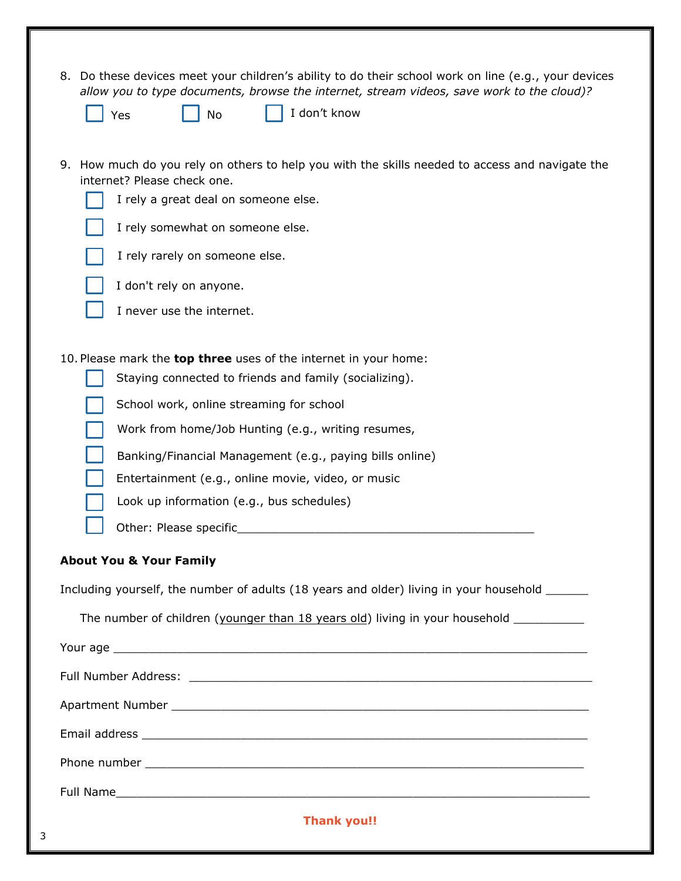8. Do these devices meet your children's ability to do their school work on line (e.g., your devices *allow you to type documents, browse the internet, stream videos, save work to the cloud)?*

   ☐ Yes ☐ No ☐ I don't know

9. How much do you rely on others to help you with the skills needed to access and navigate the internet? Please check one.

   ☐ I rely a great deal on someone else.

   ☐ I rely somewhat on someone else.

   ☐ I rely rarely on someone else.

   ☐ I don't rely on anyone.

   ☐ I never use the internet.

10. Please mark the **top three** uses of the internet in your home:

    ☐ Staying connected to friends and family (socializing).

    ☐ School work, online streaming for school

    ☐ Work from home/Job Hunting (e.g., writing resumes,

    ☐ Banking/Financial Management (e.g., paying bills online)

    ☐ Entertainment (e.g., online movie, video, or music

    ☐ Look up information (e.g., bus schedules)

    ☐ Other: Please specific_____________________________________________

**About You & Your Family**

Including yourself, the number of adults (18 years and older) living in your household ______

The number of children (younger than 18 years old) living in your household __________

Your age _________________________________________________________________

Full Number Address: _____________________________________________________

Apartment Number _______________________________________________________

Email address ____________________________________________________________

Phone number ____________________________________________________________

Full Name________________________________________________________________

**Thank you!!**